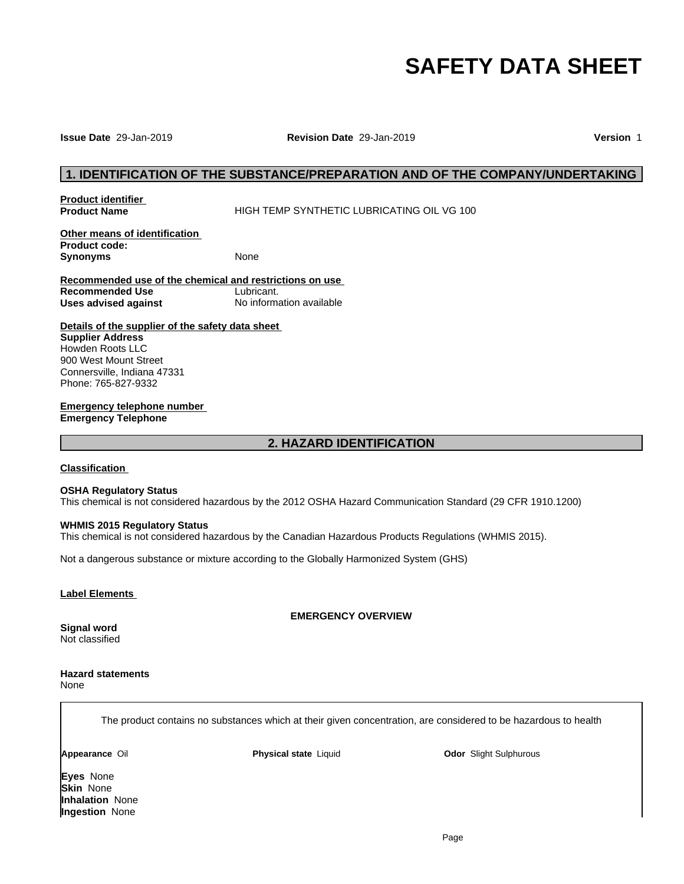# SAFETY DATA SHEET

**Issue Date** 29-Jan-2019 **Revision Date** 29-Jan-2019 **Version** 1

## 1. IDENTIFICATION OF THE SUBSTANCE/PREPARATION AND OF THE COMPANY/UNDERTAKING

**Product identifier**

**Product Name** HIGH TEMP SYNTHETIC LUBRICATING OIL VG 100

**Other means of identification**

**Product code:**

**Synonyms** None

**Recommended use of the chemical and restrictions on use**

**Recommended Use** Lubricant.

**Uses advised against** No information available

**Details of the supplier of the safety data sheet**

**Supplier Address**
Howden Roots LLC
900 West Mount Street
Connersville, Indiana 47331
Phone: 765-827-9332

**Emergency telephone number**

**Emergency Telephone**

## 2. HAZARD IDENTIFICATION

**Classification**

**OSHA Regulatory Status**
This chemical is not considered hazardous by the 2012 OSHA Hazard Communication Standard (29 CFR 1910.1200)

**WHMIS 2015 Regulatory Status**
This chemical is not considered hazardous by the Canadian Hazardous Products Regulations (WHMIS 2015).

Not a dangerous substance or mixture according to the Globally Harmonized System (GHS)

**Label Elements**

**EMERGENCY OVERVIEW**

**Signal word**
Not classified

**Hazard statements**
None

The product contains no substances which at their given concentration, are considered to be hazardous to health

**Appearance** Oil **Physical state** Liquid **Odor** Slight Sulphurous

**Eyes** None
**Skin** None
**Inhalation** None
**Ingestion** None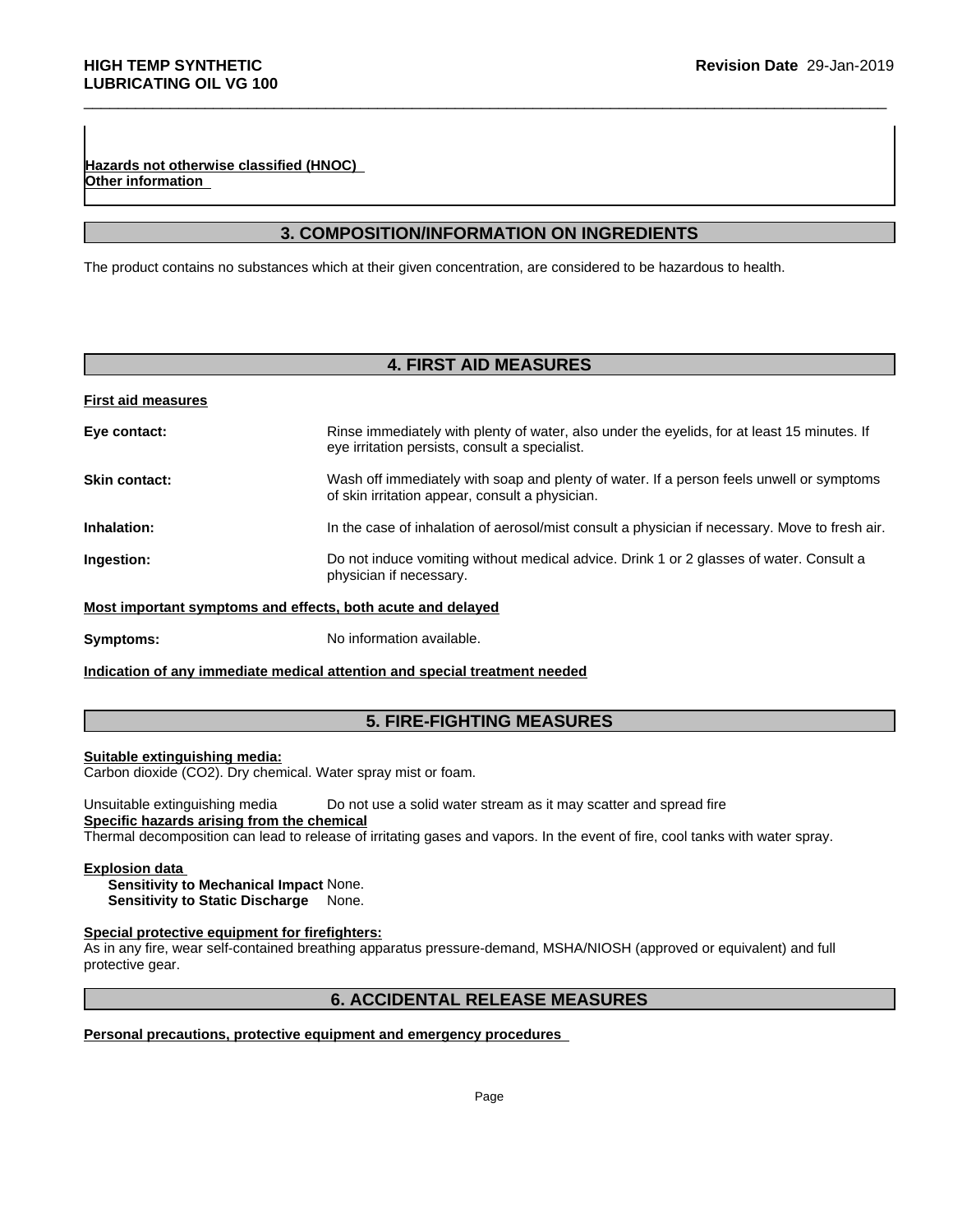**Hazards not otherwise classified (HNOC)**
**Other information**

## 3. COMPOSITION/INFORMATION ON INGREDIENTS

The product contains no substances which at their given concentration, are considered to be hazardous to health.

## 4. FIRST AID MEASURES

**First aid measures**

**Eye contact:** Rinse immediately with plenty of water, also under the eyelids, for at least 15 minutes. If eye irritation persists, consult a specialist.

**Skin contact:** Wash off immediately with soap and plenty of water. If a person feels unwell or symptoms of skin irritation appear, consult a physician.

**Inhalation:** In the case of inhalation of aerosol/mist consult a physician if necessary. Move to fresh air.

**Ingestion:** Do not induce vomiting without medical advice. Drink 1 or 2 glasses of water. Consult a physician if necessary.

**Most important symptoms and effects, both acute and delayed**

**Symptoms:** No information available.

**Indication of any immediate medical attention and special treatment needed**

## 5. FIRE-FIGHTING MEASURES

**Suitable extinguishing media:**
Carbon dioxide ($CO_2$). Dry chemical. Water spray mist or foam.

Unsuitable extinguishing media Do not use a solid water stream as it may scatter and spread fire

**Specific hazards arising from the chemical**
Thermal decomposition can lead to release of irritating gases and vapors. In the event of fire, cool tanks with water spray.

**Explosion data**
**Sensitivity to Mechanical Impact** None.
**Sensitivity to Static Discharge** None.

**Special protective equipment for firefighters:**
As in any fire, wear self-contained breathing apparatus pressure-demand, MSHA/NIOSH (approved or equivalent) and full protective gear.

## 6. ACCIDENTAL RELEASE MEASURES

**Personal precautions, protective equipment and emergency procedures**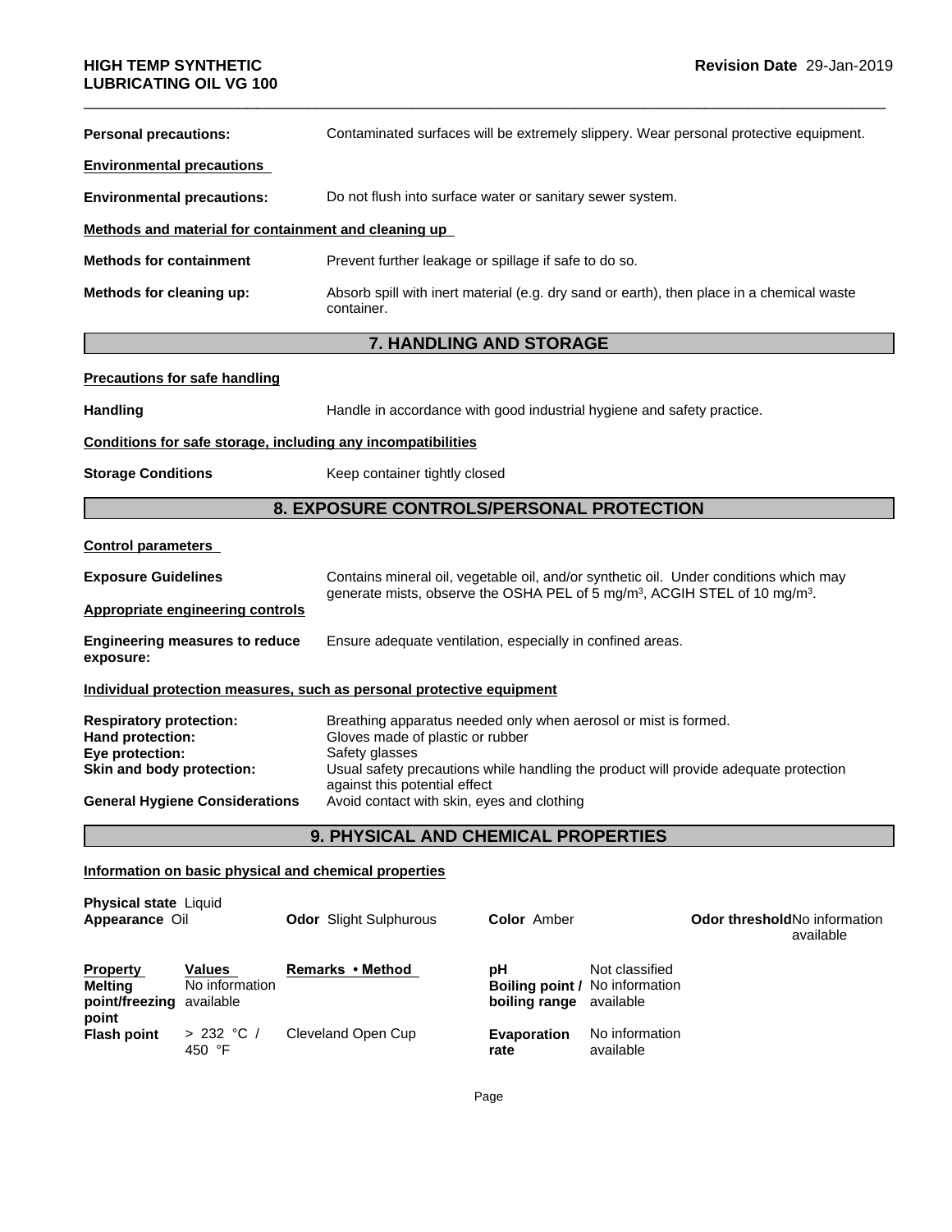**Personal precautions:** Contaminated surfaces will be extremely slippery. Wear personal protective equipment.

**Environmental precautions**

**Environmental precautions:** Do not flush into surface water or sanitary sewer system.

**Methods and material for containment and cleaning up**

**Methods for containment** Prevent further leakage or spillage if safe to do so.

**Methods for cleaning up:** Absorb spill with inert material (e.g. dry sand or earth), then place in a chemical waste container.

## 7. HANDLING AND STORAGE

**Precautions for safe handling**

**Handling** Handle in accordance with good industrial hygiene and safety practice.

**Conditions for safe storage, including any incompatibilities**

**Storage Conditions** Keep container tightly closed

## 8. EXPOSURE CONTROLS/PERSONAL PROTECTION

**Control parameters**

**Exposure Guidelines** Contains mineral oil, vegetable oil, and/or synthetic oil. Under conditions which may generate mists, observe the OSHA PEL of 5 mg/m³, ACGIH STEL of 10 mg/m³.

**Appropriate engineering controls**

**Engineering measures to reduce exposure:** Ensure adequate ventilation, especially in confined areas.

**Individual protection measures, such as personal protective equipment**

**Respiratory protection:** Breathing apparatus needed only when aerosol or mist is formed.
**Hand protection:** Gloves made of plastic or rubber
**Eye protection:** Safety glasses
**Skin and body protection:** Usual safety precautions while handling the product will provide adequate protection against this potential effect
**General Hygiene Considerations** Avoid contact with skin, eyes and clothing

## 9. PHYSICAL AND CHEMICAL PROPERTIES

**Information on basic physical and chemical properties**

**Physical state** Liquid
**Appearance** Oil **Odor** Slight Sulphurous **Color** Amber **Odor threshold** No information available

| Property | Values | Remarks • Method | | |
|---|---|---|---|---|
| **Melting point/freezing point** | No information available | | **pH** | Not classified |
| | | | **Boiling point / boiling range** | No information available |
| **Flash point** | > 232 °C / 450 °F | Cleveland Open Cup | **Evaporation rate** | No information available |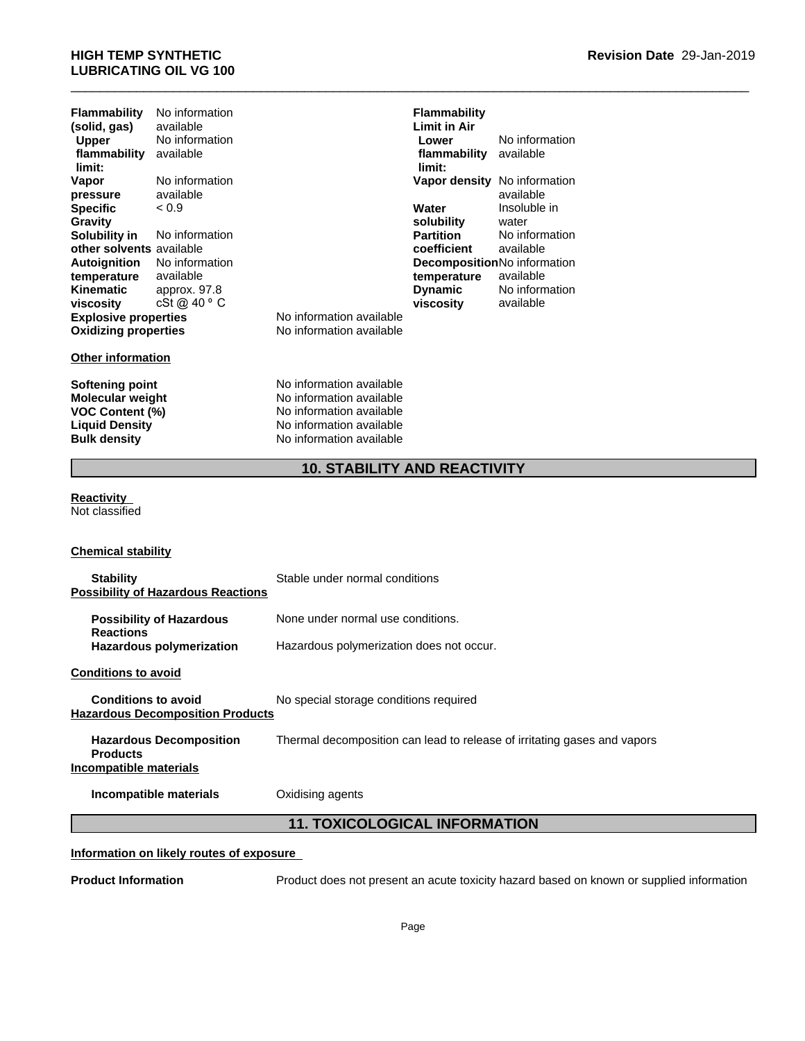| Property | Value | Property | Value |
| --- | --- | --- | --- |
| **Flammability (solid, gas)** | No information available | **Flammability Limit in Air** | |
| **Upper flammability limit:** | No information available | **Lower flammability limit:** | No information available |
| **Vapor pressure** | No information available | **Vapor density** | No information available |
| **Specific Gravity** | < 0.9 | **Water solubility** | Insoluble in water |
| **Solubility in other solvents** | No information available | **Partition coefficient** | No information available |
| **Autoignition temperature** | No information available | **Decomposition temperature** | No information available |
| **Kinematic viscosity** | approx. 97.8 cSt @ 40 º C | **Dynamic viscosity** | No information available |

**Explosive properties** No information available
**Oxidizing properties** No information available

**Other information**

**Softening point** No information available
**Molecular weight** No information available
**VOC Content (%)** No information available
**Liquid Density** No information available
**Bulk density** No information available

## 10. STABILITY AND REACTIVITY

**Reactivity**
Not classified

**Chemical stability**

**Stability** Stable under normal conditions

**Possibility of Hazardous Reactions**

**Possibility of Hazardous Reactions** None under normal use conditions.
**Hazardous polymerization** Hazardous polymerization does not occur.

**Conditions to avoid**

**Conditions to avoid** No special storage conditions required

**Hazardous Decomposition Products**

**Hazardous Decomposition Products** Thermal decomposition can lead to release of irritating gases and vapors

**Incompatible materials**

**Incompatible materials** Oxidising agents

## 11. TOXICOLOGICAL INFORMATION

**Information on likely routes of exposure**

**Product Information** Product does not present an acute toxicity hazard based on known or supplied information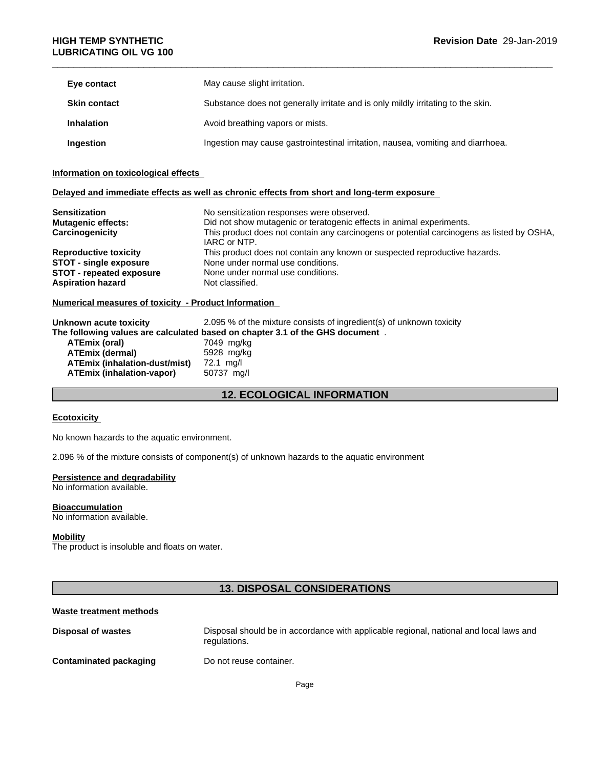| | |
|---|---|
| **Eye contact** | May cause slight irritation. |
| **Skin contact** | Substance does not generally irritate and is only mildly irritating to the skin. |
| **Inhalation** | Avoid breathing vapors or mists. |
| **Ingestion** | Ingestion may cause gastrointestinal irritation, nausea, vomiting and diarrhoea. |

**Information on toxicological effects**

**Delayed and immediate effects as well as chronic effects from short and long-term exposure**

| | |
|---|---|
| **Sensitization** | No sensitization responses were observed. |
| **Mutagenic effects:** | Did not show mutagenic or teratogenic effects in animal experiments. |
| **Carcinogenicity** | This product does not contain any carcinogens or potential carcinogens as listed by OSHA, IARC or NTP. |
| **Reproductive toxicity** | This product does not contain any known or suspected reproductive hazards. |
| **STOT - single exposure** | None under normal use conditions. |
| **STOT - repeated exposure** | None under normal use conditions. |
| **Aspiration hazard** | Not classified. |

**Numerical measures of toxicity - Product Information**

**Unknown acute toxicity** 2.095 % of the mixture consists of ingredient(s) of unknown toxicity

**The following values are calculated based on chapter 3.1 of the GHS document** .

| | |
|---|---|
| **ATEmix (oral)** | 7049 mg/kg |
| **ATEmix (dermal)** | 5928 mg/kg |
| **ATEmix (inhalation-dust/mist)** | 72.1 mg/l |
| **ATEmix (inhalation-vapor)** | 50737 mg/l |

## 12. ECOLOGICAL INFORMATION

**Ecotoxicity**

No known hazards to the aquatic environment.

2.096 % of the mixture consists of component(s) of unknown hazards to the aquatic environment

**Persistence and degradability**

No information available.

**Bioaccumulation**

No information available.

**Mobility**

The product is insoluble and floats on water.

## 13. DISPOSAL CONSIDERATIONS

**Waste treatment methods**

| | |
|---|---|
| **Disposal of wastes** | Disposal should be in accordance with applicable regional, national and local laws and regulations. |
| **Contaminated packaging** | Do not reuse container. |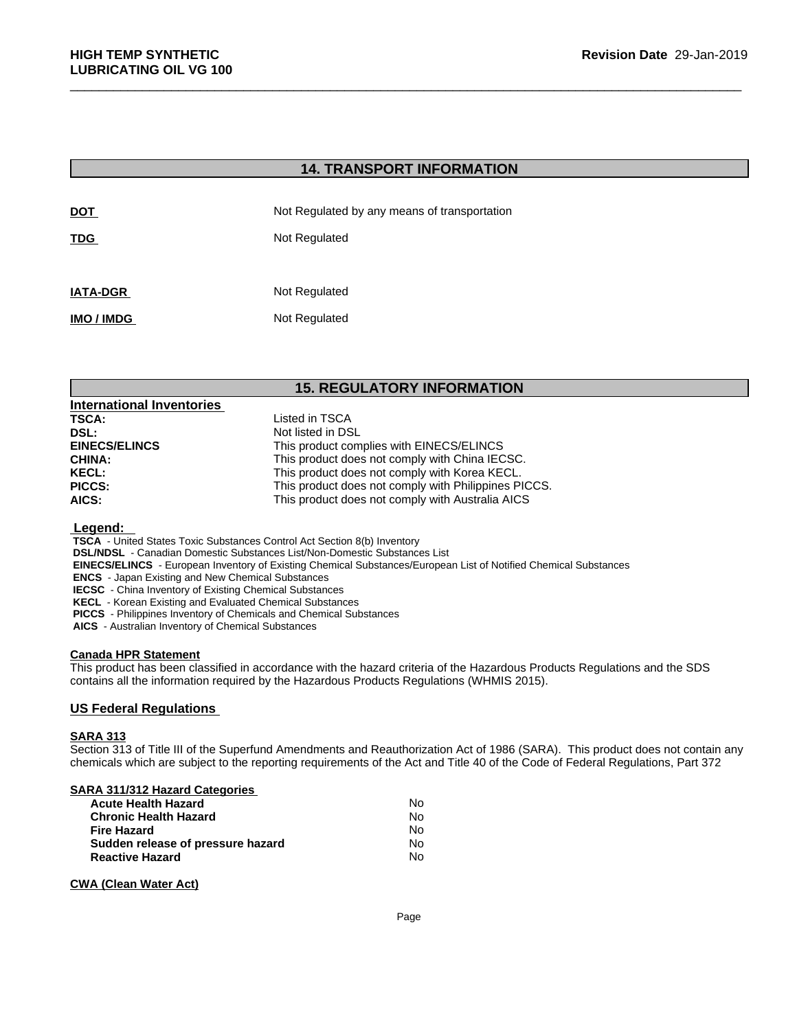## 14. TRANSPORT INFORMATION

| | |
|---|---|
| **DOT** | Not Regulated by any means of transportation |
| **TDG** | Not Regulated |
| **IATA-DGR** | Not Regulated |
| **IMO / IMDG** | Not Regulated |

## 15. REGULATORY INFORMATION

**International Inventories**

| | |
|---|---|
| **TSCA:** | Listed in TSCA |
| **DSL:** | Not listed in DSL |
| **EINECS/ELINCS** | This product complies with EINECS/ELINCS |
| **CHINA:** | This product does not comply with China IECSC. |
| **KECL:** | This product does not comply with Korea KECL. |
| **PICCS:** | This product does not comply with Philippines PICCS. |
| **AICS:** | This product does not comply with Australia AICS |

**Legend:**

**TSCA** - United States Toxic Substances Control Act Section 8(b) Inventory
**DSL/NDSL** - Canadian Domestic Substances List/Non-Domestic Substances List
**EINECS/ELINCS** - European Inventory of Existing Chemical Substances/European List of Notified Chemical Substances
**ENCS** - Japan Existing and New Chemical Substances
**IECSC** - China Inventory of Existing Chemical Substances
**KECL** - Korean Existing and Evaluated Chemical Substances
**PICCS** - Philippines Inventory of Chemicals and Chemical Substances
**AICS** - Australian Inventory of Chemical Substances

**Canada HPR Statement**

This product has been classified in accordance with the hazard criteria of the Hazardous Products Regulations and the SDS contains all the information required by the Hazardous Products Regulations (WHMIS 2015).

### US Federal Regulations

**SARA 313**

Section 313 of Title III of the Superfund Amendments and Reauthorization Act of 1986 (SARA). This product does not contain any chemicals which are subject to the reporting requirements of the Act and Title 40 of the Code of Federal Regulations, Part 372

**SARA 311/312 Hazard Categories**

| | |
|---|---|
| **Acute Health Hazard** | No |
| **Chronic Health Hazard** | No |
| **Fire Hazard** | No |
| **Sudden release of pressure hazard** | No |
| **Reactive Hazard** | No |

**CWA (Clean Water Act)**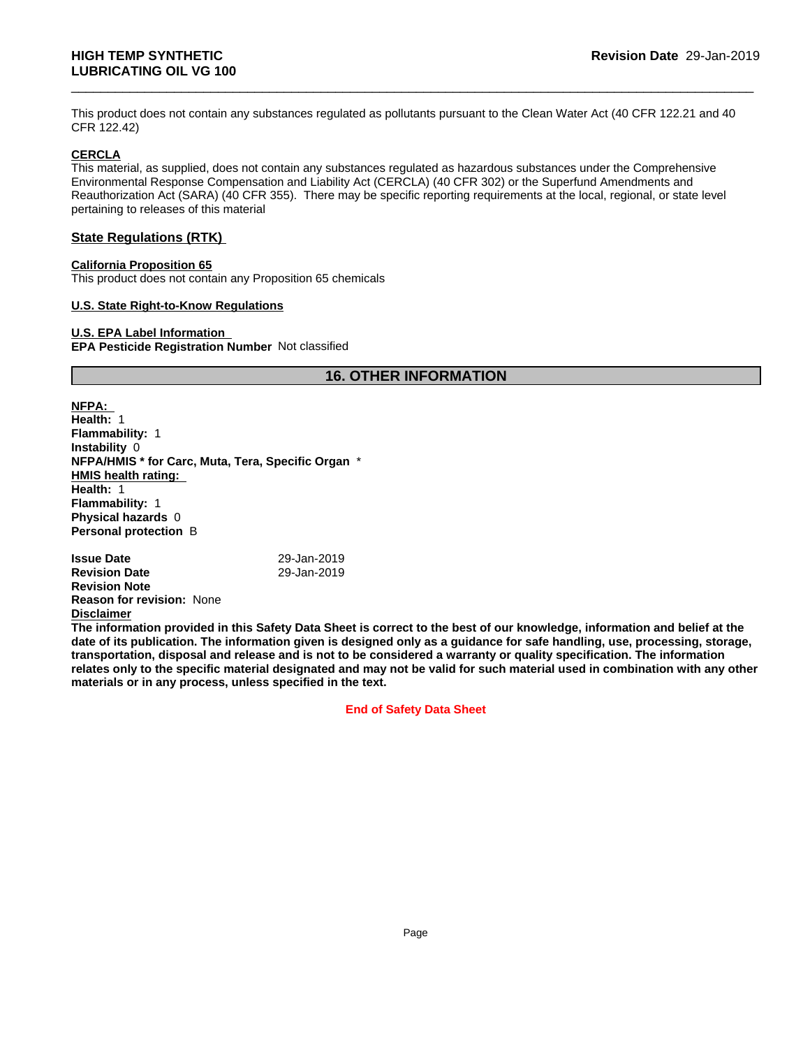This product does not contain any substances regulated as pollutants pursuant to the Clean Water Act (40 CFR 122.21 and 40 CFR 122.42)

**CERCLA**

This material, as supplied, does not contain any substances regulated as hazardous substances under the Comprehensive Environmental Response Compensation and Liability Act (CERCLA) (40 CFR 302) or the Superfund Amendments and Reauthorization Act (SARA) (40 CFR 355). There may be specific reporting requirements at the local, regional, or state level pertaining to releases of this material

### State Regulations (RTK)

**California Proposition 65**

This product does not contain any Proposition 65 chemicals

**U.S. State Right-to-Know Regulations**

**U.S. EPA Label Information**

**EPA Pesticide Registration Number** Not classified

## 16. OTHER INFORMATION

**NFPA:**

**Health:** 1

**Flammability:** 1

**Instability** 0

**NFPA/HMIS * for Carc, Muta, Tera, Specific Organ** *

**HMIS health rating:**

**Health:** 1

**Flammability:** 1

**Physical hazards** 0

**Personal protection** B

**Issue Date** 29-Jan-2019

**Revision Date** 29-Jan-2019

**Revision Note**

**Reason for revision:** None

**Disclaimer**

**The information provided in this Safety Data Sheet is correct to the best of our knowledge, information and belief at the date of its publication. The information given is designed only as a guidance for safe handling, use, processing, storage, transportation, disposal and release and is not to be considered a warranty or quality specification. The information relates only to the specific material designated and may not be valid for such material used in combination with any other materials or in any process, unless specified in the text.**

**End of Safety Data Sheet**